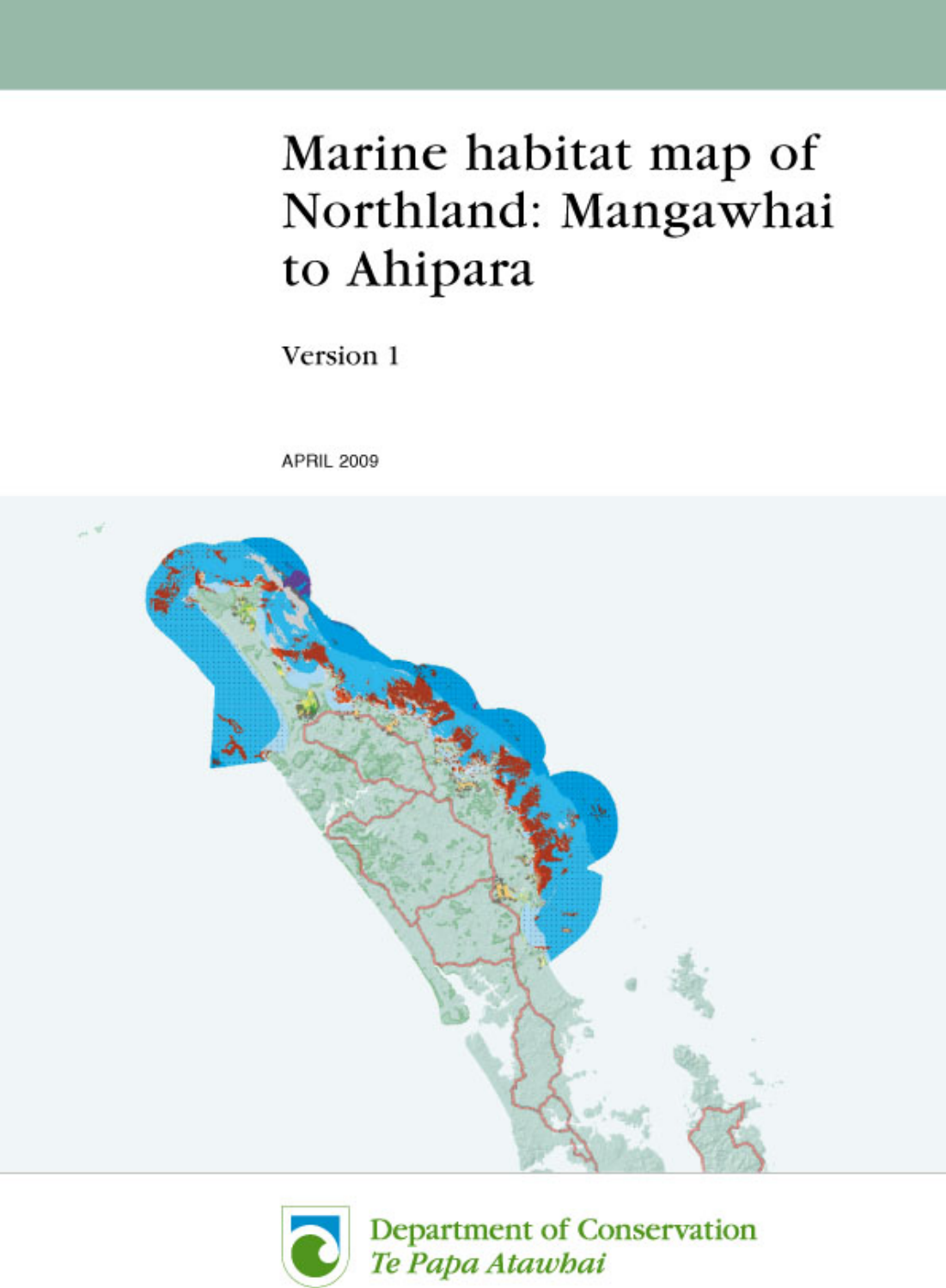# Marine habitat map of Northland: Mangawhai to Ahipara

Version 1

APRIL 2009

Department of Conservation
*Te Papa Atawhai*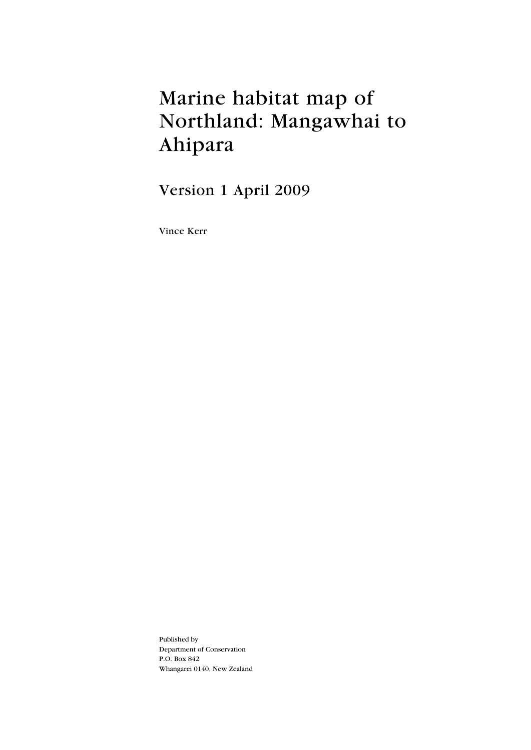# Marine habitat map of Northland: Mangawhai to Ahipara

## Version 1 April 2009

Vince Kerr

Published by
Department of Conservation
P.O. Box 842
Whangarei 0140, New Zealand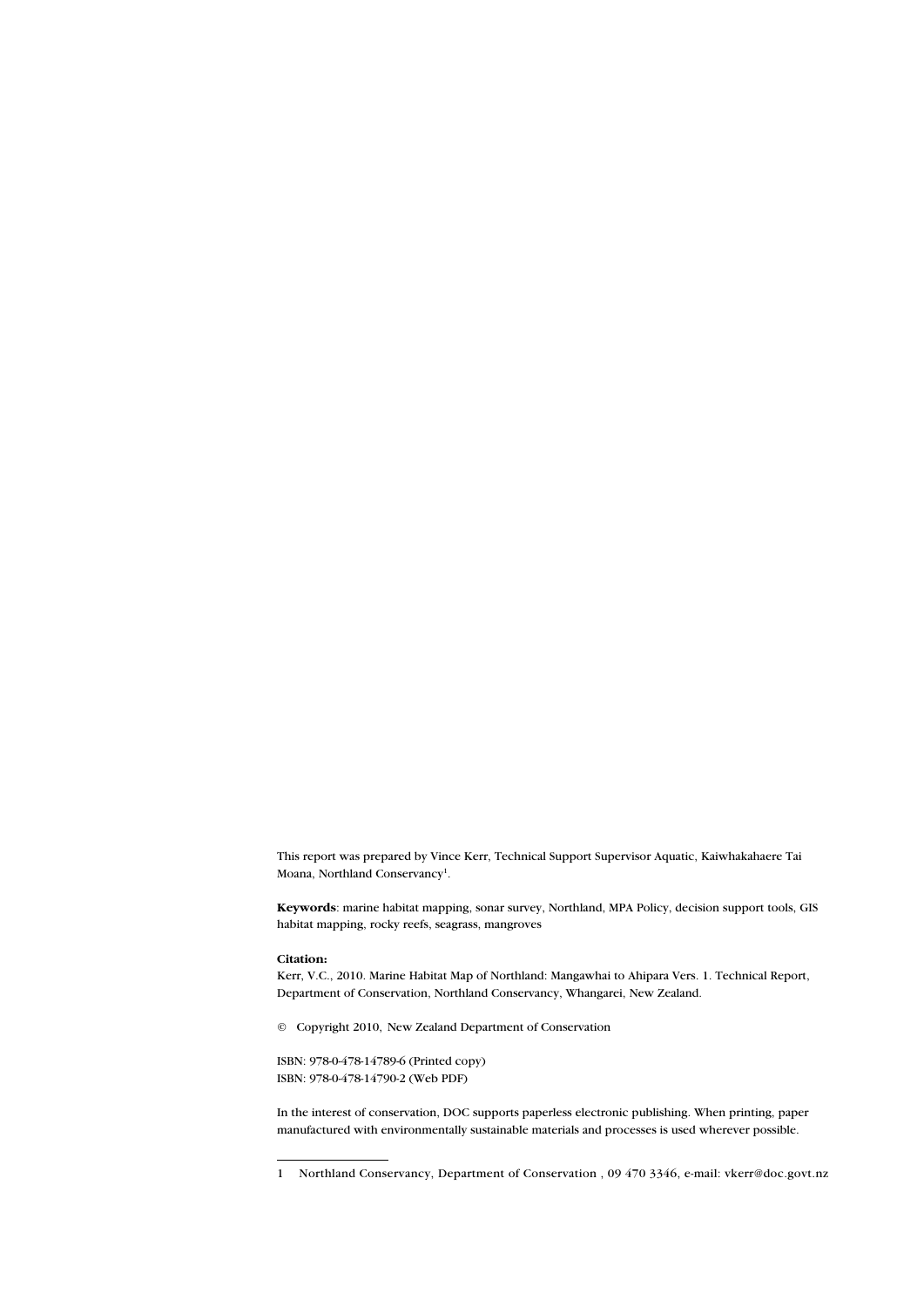This report was prepared by Vince Kerr, Technical Support Supervisor Aquatic, Kaiwhakahaere Tai Moana, Northland Conservancy[1].

**Keywords**: marine habitat mapping, sonar survey, Northland, MPA Policy, decision support tools, GIS habitat mapping, rocky reefs, seagrass, mangroves

**Citation:**

Kerr, V.C., 2010. Marine Habitat Map of Northland: Mangawhai to Ahipara Vers. 1. Technical Report, Department of Conservation, Northland Conservancy, Whangarei, New Zealand.

© Copyright 2010, New Zealand Department of Conservation

ISBN: 978-0-478-14789-6 (Printed copy)
ISBN: 978-0-478-14790-2 (Web PDF)

In the interest of conservation, DOC supports paperless electronic publishing. When printing, paper manufactured with environmentally sustainable materials and processes is used wherever possible.

---

1 Northland Conservancy, Department of Conservation , 09 470 3346, e-mail: vkerr@doc.govt.nz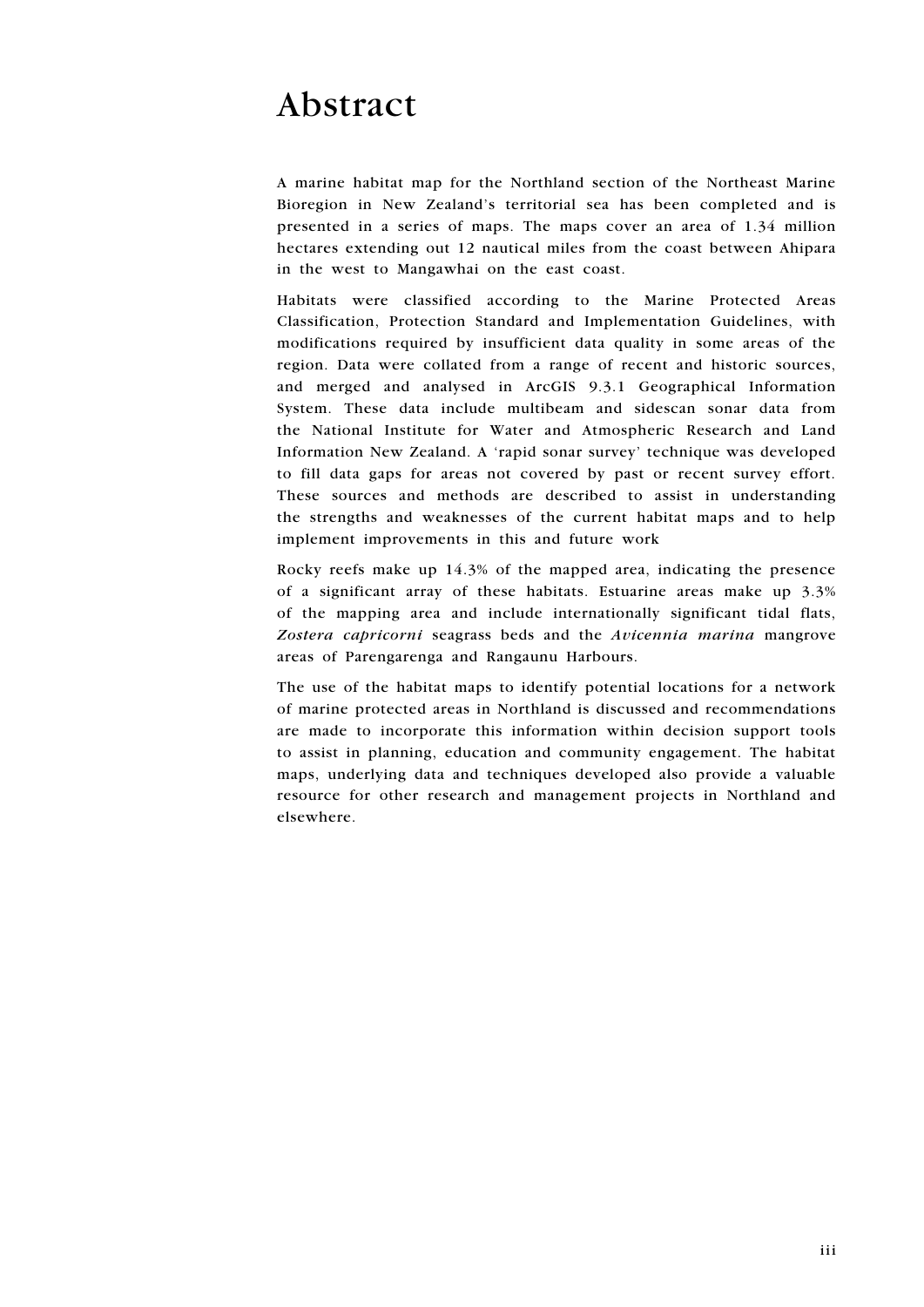# Abstract

A marine habitat map for the Northland section of the Northeast Marine Bioregion in New Zealand's territorial sea has been completed and is presented in a series of maps. The maps cover an area of 1.34 million hectares extending out 12 nautical miles from the coast between Ahipara in the west to Mangawhai on the east coast.

Habitats were classified according to the Marine Protected Areas Classification, Protection Standard and Implementation Guidelines, with modifications required by insufficient data quality in some areas of the region. Data were collated from a range of recent and historic sources, and merged and analysed in ArcGIS 9.3.1 Geographical Information System. These data include multibeam and sidescan sonar data from the National Institute for Water and Atmospheric Research and Land Information New Zealand. A 'rapid sonar survey' technique was developed to fill data gaps for areas not covered by past or recent survey effort. These sources and methods are described to assist in understanding the strengths and weaknesses of the current habitat maps and to help implement improvements in this and future work

Rocky reefs make up 14.3% of the mapped area, indicating the presence of a significant array of these habitats. Estuarine areas make up 3.3% of the mapping area and include internationally significant tidal flats, *Zostera capricorni* seagrass beds and the *Avicennia marina* mangrove areas of Parengarenga and Rangaunu Harbours.

The use of the habitat maps to identify potential locations for a network of marine protected areas in Northland is discussed and recommendations are made to incorporate this information within decision support tools to assist in planning, education and community engagement. The habitat maps, underlying data and techniques developed also provide a valuable resource for other research and management projects in Northland and elsewhere.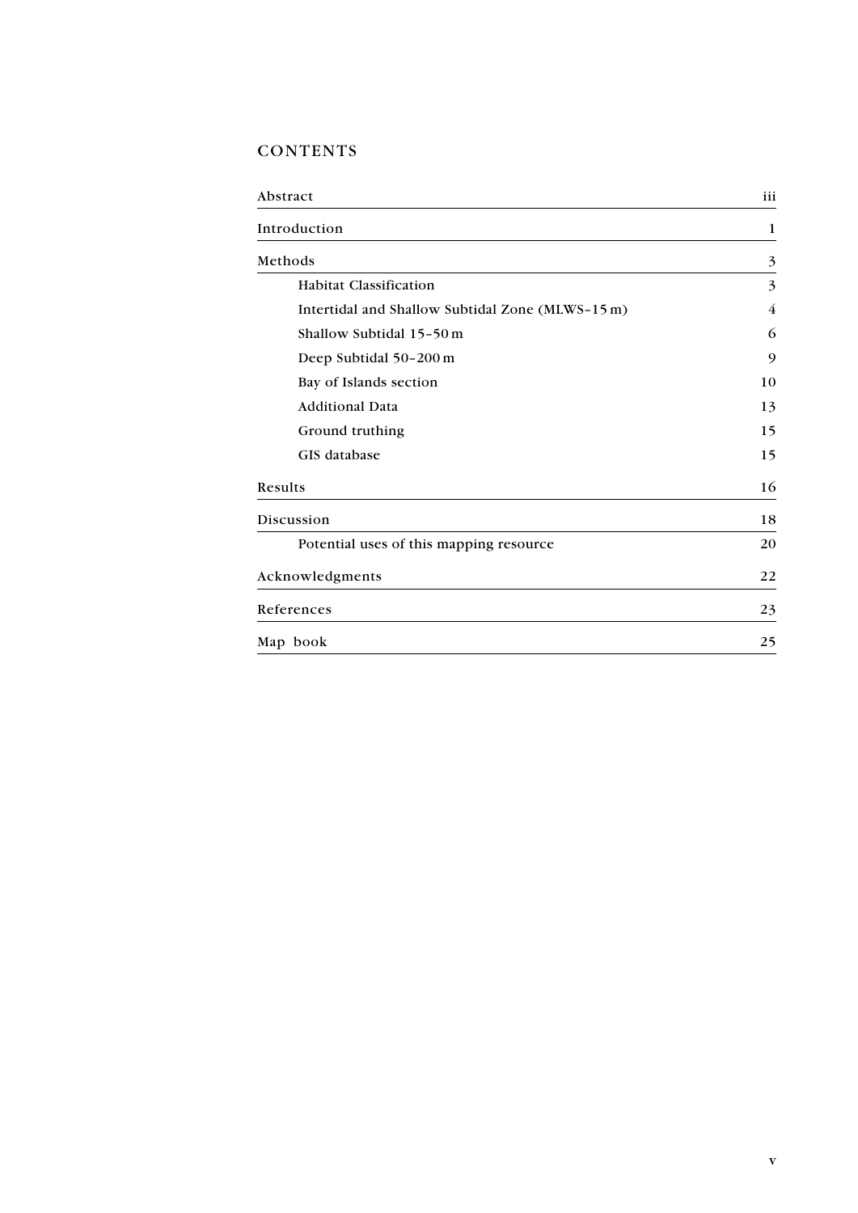## CONTENTS

| | |
|---|---|
| Abstract | iii |
| Introduction | 1 |
| Methods | 3 |
| Habitat Classification | 3 |
| Intertidal and Shallow Subtidal Zone (MLWS–15 m) | 4 |
| Shallow Subtidal 15–50 m | 6 |
| Deep Subtidal 50–200 m | 9 |
| Bay of Islands section | 10 |
| Additional Data | 13 |
| Ground truthing | 15 |
| GIS database | 15 |
| Results | 16 |
| Discussion | 18 |
| Potential uses of this mapping resource | 20 |
| Acknowledgments | 22 |
| References | 23 |
| Map book | 25 |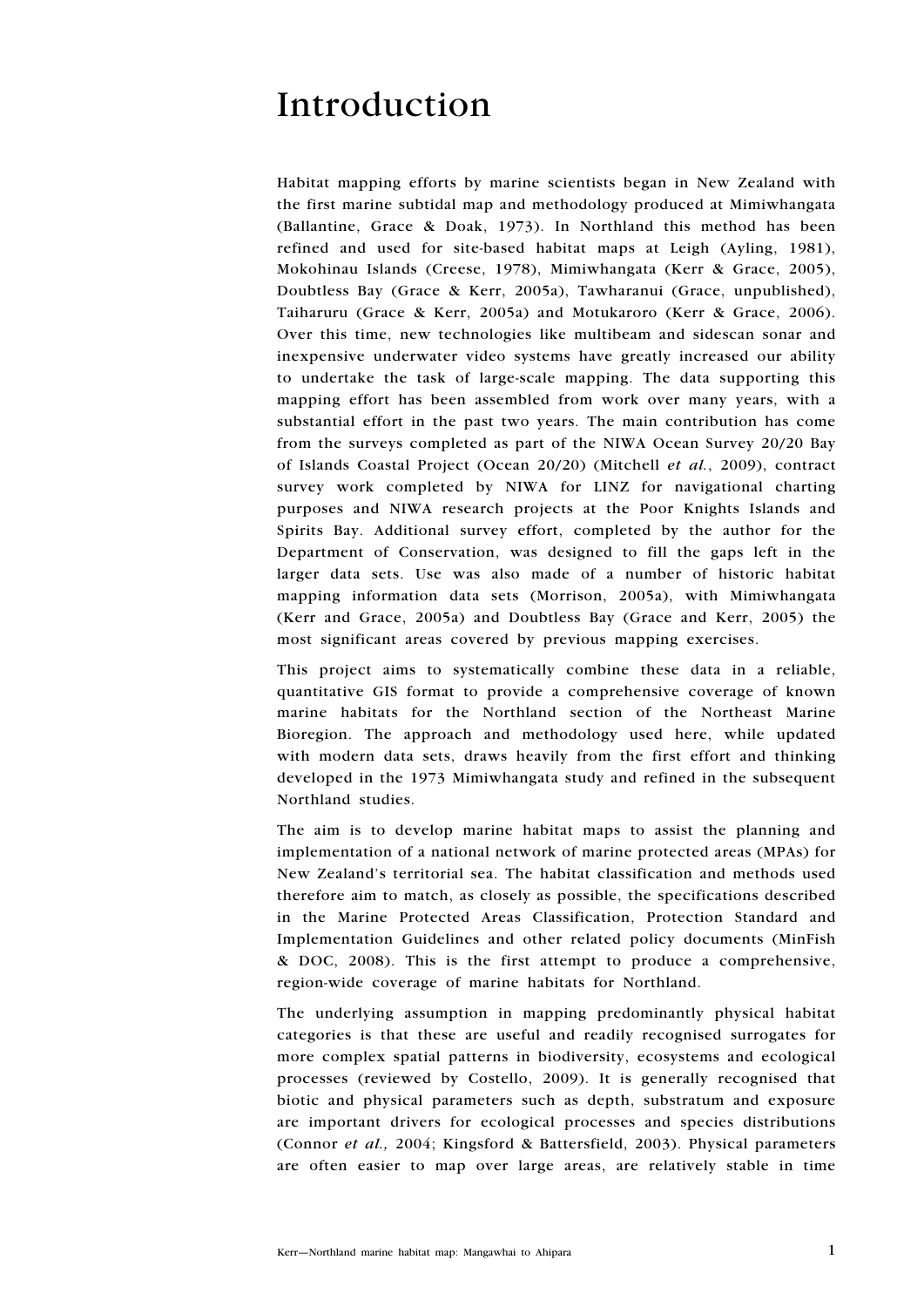# Introduction

Habitat mapping efforts by marine scientists began in New Zealand with the first marine subtidal map and methodology produced at Mimiwhangata (Ballantine, Grace & Doak, 1973). In Northland this method has been refined and used for site-based habitat maps at Leigh (Ayling, 1981), Mokohinau Islands (Creese, 1978), Mimiwhangata (Kerr & Grace, 2005), Doubtless Bay (Grace & Kerr, 2005a), Tawharanui (Grace, unpublished), Taiharuru (Grace & Kerr, 2005a) and Motukaroro (Kerr & Grace, 2006). Over this time, new technologies like multibeam and sidescan sonar and inexpensive underwater video systems have greatly increased our ability to undertake the task of large-scale mapping. The data supporting this mapping effort has been assembled from work over many years, with a substantial effort in the past two years. The main contribution has come from the surveys completed as part of the NIWA Ocean Survey 20/20 Bay of Islands Coastal Project (Ocean 20/20) (Mitchell *et al.*, 2009), contract survey work completed by NIWA for LINZ for navigational charting purposes and NIWA research projects at the Poor Knights Islands and Spirits Bay. Additional survey effort, completed by the author for the Department of Conservation, was designed to fill the gaps left in the larger data sets. Use was also made of a number of historic habitat mapping information data sets (Morrison, 2005a), with Mimiwhangata (Kerr and Grace, 2005a) and Doubtless Bay (Grace and Kerr, 2005) the most significant areas covered by previous mapping exercises.

This project aims to systematically combine these data in a reliable, quantitative GIS format to provide a comprehensive coverage of known marine habitats for the Northland section of the Northeast Marine Bioregion. The approach and methodology used here, while updated with modern data sets, draws heavily from the first effort and thinking developed in the 1973 Mimiwhangata study and refined in the subsequent Northland studies.

The aim is to develop marine habitat maps to assist the planning and implementation of a national network of marine protected areas (MPAs) for New Zealand's territorial sea. The habitat classification and methods used therefore aim to match, as closely as possible, the specifications described in the Marine Protected Areas Classification, Protection Standard and Implementation Guidelines and other related policy documents (MinFish & DOC, 2008). This is the first attempt to produce a comprehensive, region-wide coverage of marine habitats for Northland.

The underlying assumption in mapping predominantly physical habitat categories is that these are useful and readily recognised surrogates for more complex spatial patterns in biodiversity, ecosystems and ecological processes (reviewed by Costello, 2009). It is generally recognised that biotic and physical parameters such as depth, substratum and exposure are important drivers for ecological processes and species distributions (Connor *et al.,* 2004; Kingsford & Battersfield, 2003). Physical parameters are often easier to map over large areas, are relatively stable in time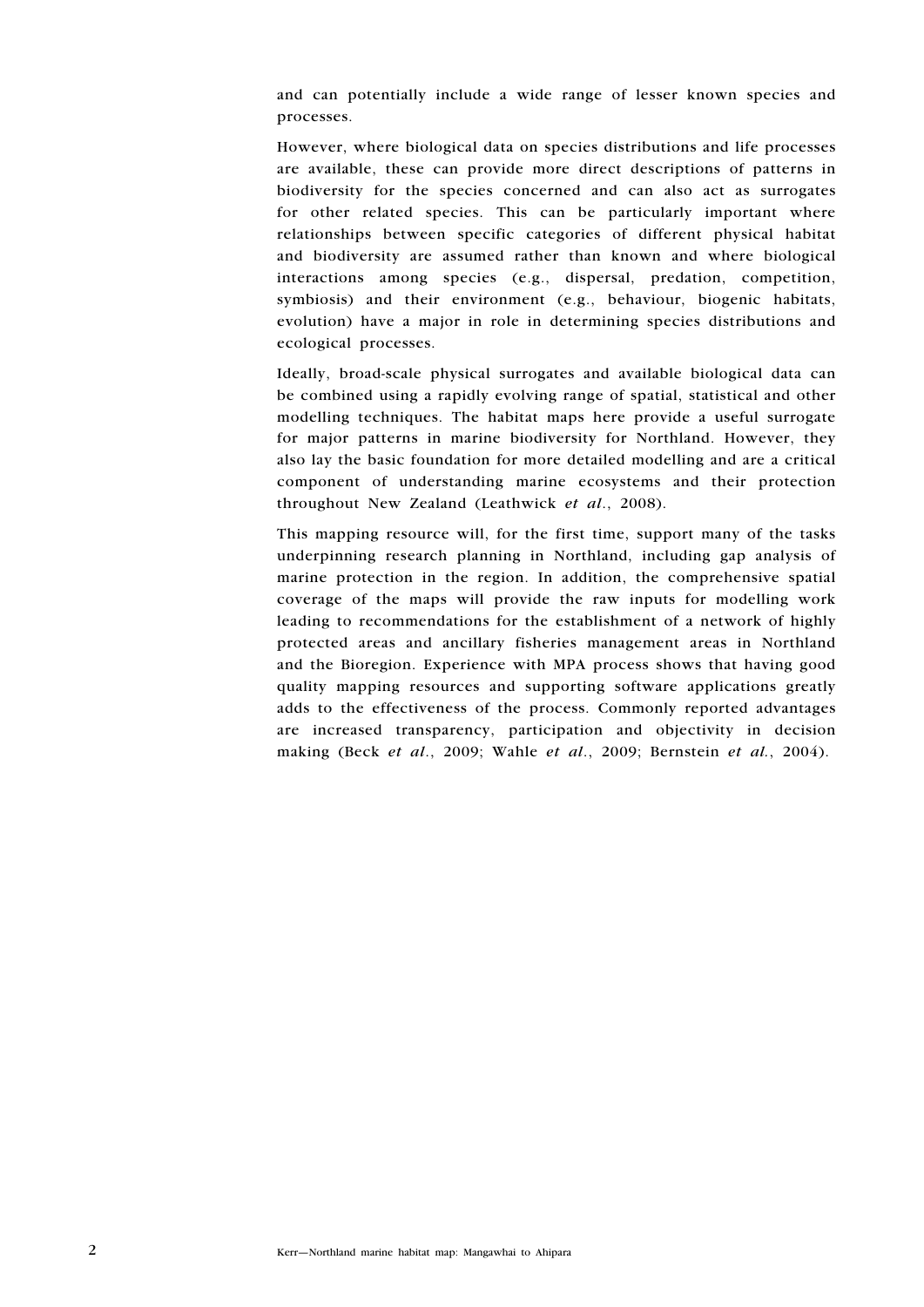and can potentially include a wide range of lesser known species and processes.

However, where biological data on species distributions and life processes are available, these can provide more direct descriptions of patterns in biodiversity for the species concerned and can also act as surrogates for other related species. This can be particularly important where relationships between specific categories of different physical habitat and biodiversity are assumed rather than known and where biological interactions among species (e.g., dispersal, predation, competition, symbiosis) and their environment (e.g., behaviour, biogenic habitats, evolution) have a major in role in determining species distributions and ecological processes.

Ideally, broad-scale physical surrogates and available biological data can be combined using a rapidly evolving range of spatial, statistical and other modelling techniques. The habitat maps here provide a useful surrogate for major patterns in marine biodiversity for Northland. However, they also lay the basic foundation for more detailed modelling and are a critical component of understanding marine ecosystems and their protection throughout New Zealand (Leathwick *et al*., 2008).

This mapping resource will, for the first time, support many of the tasks underpinning research planning in Northland, including gap analysis of marine protection in the region. In addition, the comprehensive spatial coverage of the maps will provide the raw inputs for modelling work leading to recommendations for the establishment of a network of highly protected areas and ancillary fisheries management areas in Northland and the Bioregion. Experience with MPA process shows that having good quality mapping resources and supporting software applications greatly adds to the effectiveness of the process. Commonly reported advantages are increased transparency, participation and objectivity in decision making (Beck *et al*., 2009; Wahle *et al*., 2009; Bernstein *et al.*, 2004).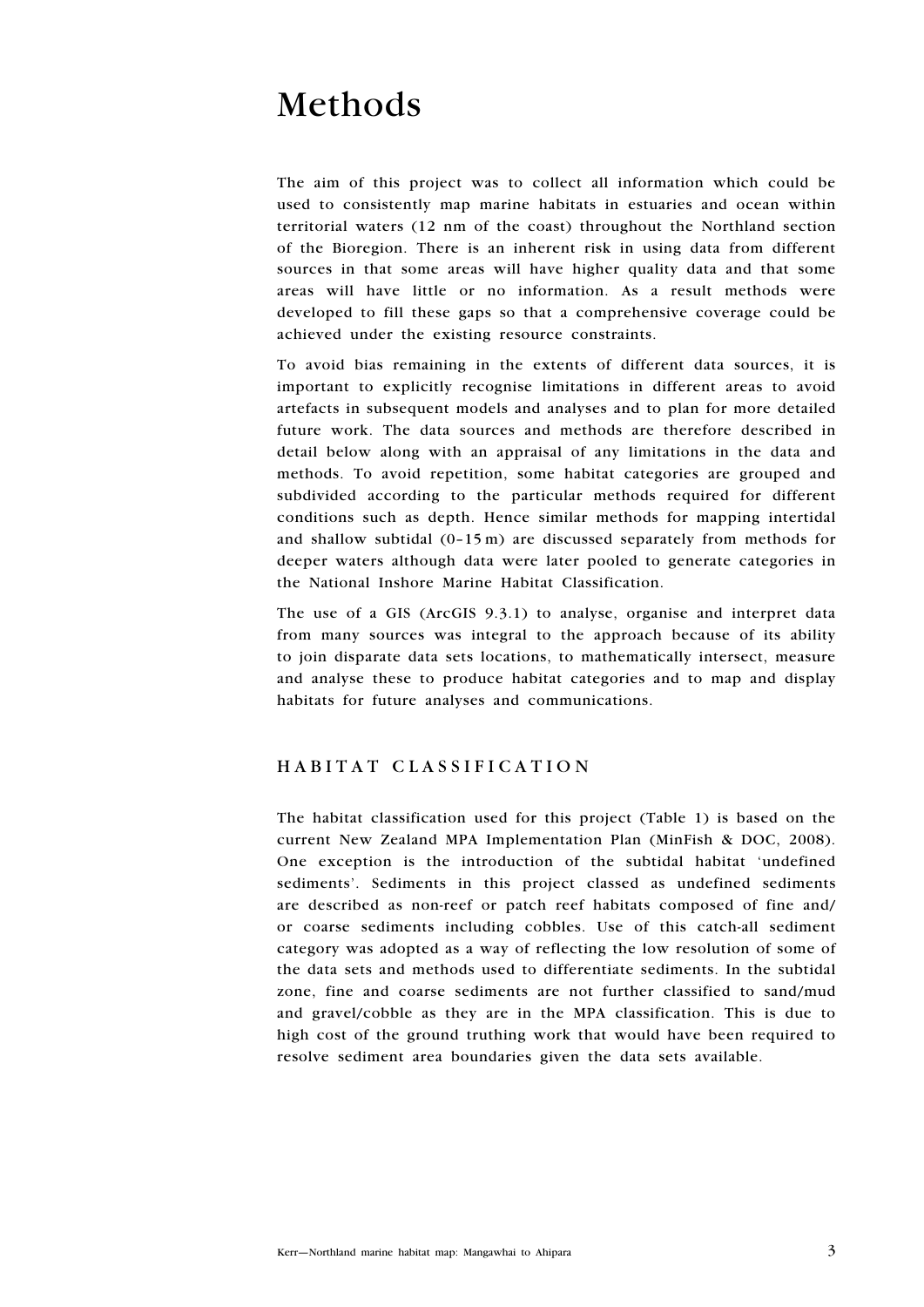# Methods

The aim of this project was to collect all information which could be used to consistently map marine habitats in estuaries and ocean within territorial waters (12 nm of the coast) throughout the Northland section of the Bioregion. There is an inherent risk in using data from different sources in that some areas will have higher quality data and that some areas will have little or no information. As a result methods were developed to fill these gaps so that a comprehensive coverage could be achieved under the existing resource constraints.

To avoid bias remaining in the extents of different data sources, it is important to explicitly recognise limitations in different areas to avoid artefacts in subsequent models and analyses and to plan for more detailed future work. The data sources and methods are therefore described in detail below along with an appraisal of any limitations in the data and methods. To avoid repetition, some habitat categories are grouped and subdivided according to the particular methods required for different conditions such as depth. Hence similar methods for mapping intertidal and shallow subtidal (0–15 m) are discussed separately from methods for deeper waters although data were later pooled to generate categories in the National Inshore Marine Habitat Classification.

The use of a GIS (ArcGIS 9.3.1) to analyse, organise and interpret data from many sources was integral to the approach because of its ability to join disparate data sets locations, to mathematically intersect, measure and analyse these to produce habitat categories and to map and display habitats for future analyses and communications.

## HABITAT CLASSIFICATION

The habitat classification used for this project (Table 1) is based on the current New Zealand MPA Implementation Plan (MinFish & DOC, 2008). One exception is the introduction of the subtidal habitat 'undefined sediments'. Sediments in this project classed as undefined sediments are described as non-reef or patch reef habitats composed of fine and/or coarse sediments including cobbles. Use of this catch-all sediment category was adopted as a way of reflecting the low resolution of some of the data sets and methods used to differentiate sediments. In the subtidal zone, fine and coarse sediments are not further classified to sand/mud and gravel/cobble as they are in the MPA classification. This is due to high cost of the ground truthing work that would have been required to resolve sediment area boundaries given the data sets available.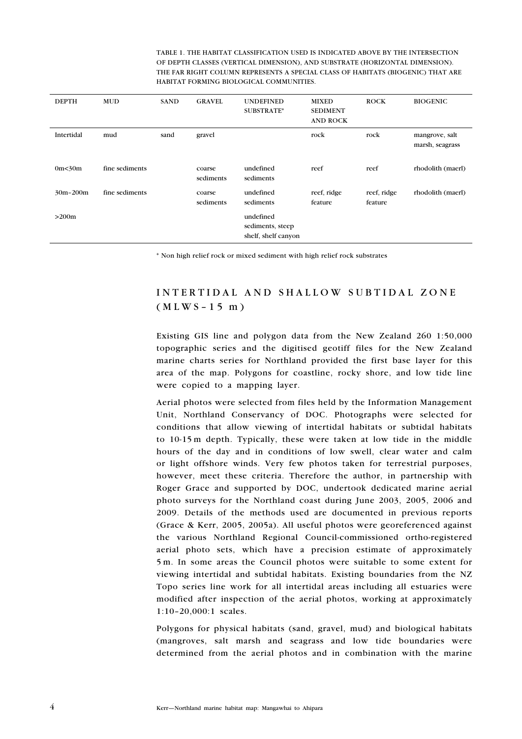TABLE 1. THE HABITAT CLASSIFICATION USED IS INDICATED ABOVE BY THE INTERSECTION OF DEPTH CLASSES (VERTICAL DIMENSION), AND SUBSTRATE (HORIZONTAL DIMENSION). THE FAR RIGHT COLUMN REPRESENTS A SPECIAL CLASS OF HABITATS (BIOGENIC) THAT ARE HABITAT FORMING BIOLOGICAL COMMUNITIES.

| DEPTH | MUD | SAND | GRAVEL | UNDEFINED SUBSTRATE* | MIXED SEDIMENT AND ROCK | ROCK | BIOGENIC |
|---|---|---|---|---|---|---|---|
| Intertidal | mud | sand | gravel | | rock | rock | mangrove, salt marsh, seagrass |
| 0m<30m | fine sediments | | coarse sediments | undefined sediments | reef | reef | rhodolith (maerl) |
| 30m–200m | fine sediments | | coarse sediments | undefined sediments | reef, ridge feature | reef, ridge feature | rhodolith (maerl) |
| >200m | | | | undefined sediments, steep shelf, shelf canyon | | | |

* Non high relief rock or mixed sediment with high relief rock substrates

## INTERTIDAL AND SHALLOW SUBTIDAL ZONE (MLWS–15 m)

Existing GIS line and polygon data from the New Zealand 260 1:50,000 topographic series and the digitised geotiff files for the New Zealand marine charts series for Northland provided the first base layer for this area of the map. Polygons for coastline, rocky shore, and low tide line were copied to a mapping layer.

Aerial photos were selected from files held by the Information Management Unit, Northland Conservancy of DOC. Photographs were selected for conditions that allow viewing of intertidal habitats or subtidal habitats to 10-15 m depth. Typically, these were taken at low tide in the middle hours of the day and in conditions of low swell, clear water and calm or light offshore winds. Very few photos taken for terrestrial purposes, however, meet these criteria. Therefore the author, in partnership with Roger Grace and supported by DOC, undertook dedicated marine aerial photo surveys for the Northland coast during June 2003, 2005, 2006 and 2009. Details of the methods used are documented in previous reports (Grace & Kerr, 2005, 2005a). All useful photos were georeferenced against the various Northland Regional Council-commissioned ortho-registered aerial photo sets, which have a precision estimate of approximately 5 m. In some areas the Council photos were suitable to some extent for viewing intertidal and subtidal habitats. Existing boundaries from the NZ Topo series line work for all intertidal areas including all estuaries were modified after inspection of the aerial photos, working at approximately 1:10–20,000:1 scales.

Polygons for physical habitats (sand, gravel, mud) and biological habitats (mangroves, salt marsh and seagrass and low tide boundaries were determined from the aerial photos and in combination with the marine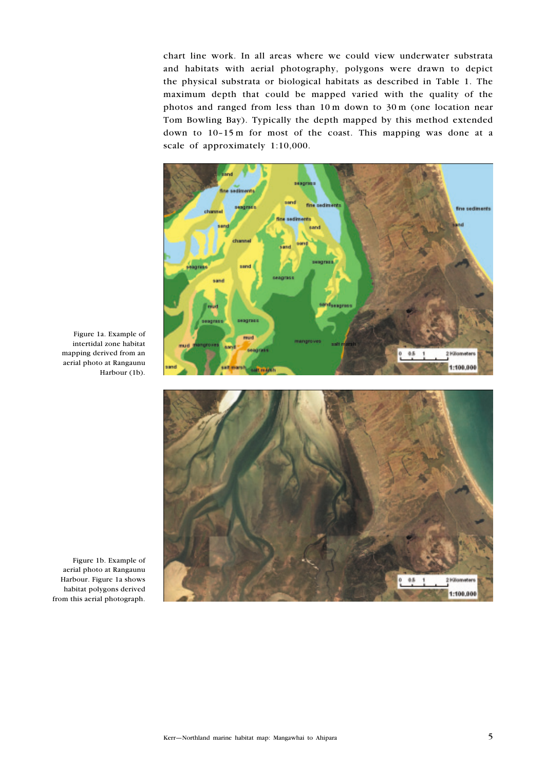chart line work. In all areas where we could view underwater substrata and habitats with aerial photography, polygons were drawn to depict the physical substrata or biological habitats as described in Table 1. The maximum depth that could be mapped varied with the quality of the photos and ranged from less than 10 m down to 30 m (one location near Tom Bowling Bay). Typically the depth mapped by this method extended down to 10–15 m for most of the coast. This mapping was done at a scale of approximately 1:10,000.

Figure 1a. Example of intertidal zone habitat mapping derived from an aerial photo at Rangaunu Harbour (1b).

Figure 1b. Example of aerial photo at Rangaunu Harbour. Figure 1a shows habitat polygons derived from this aerial photograph.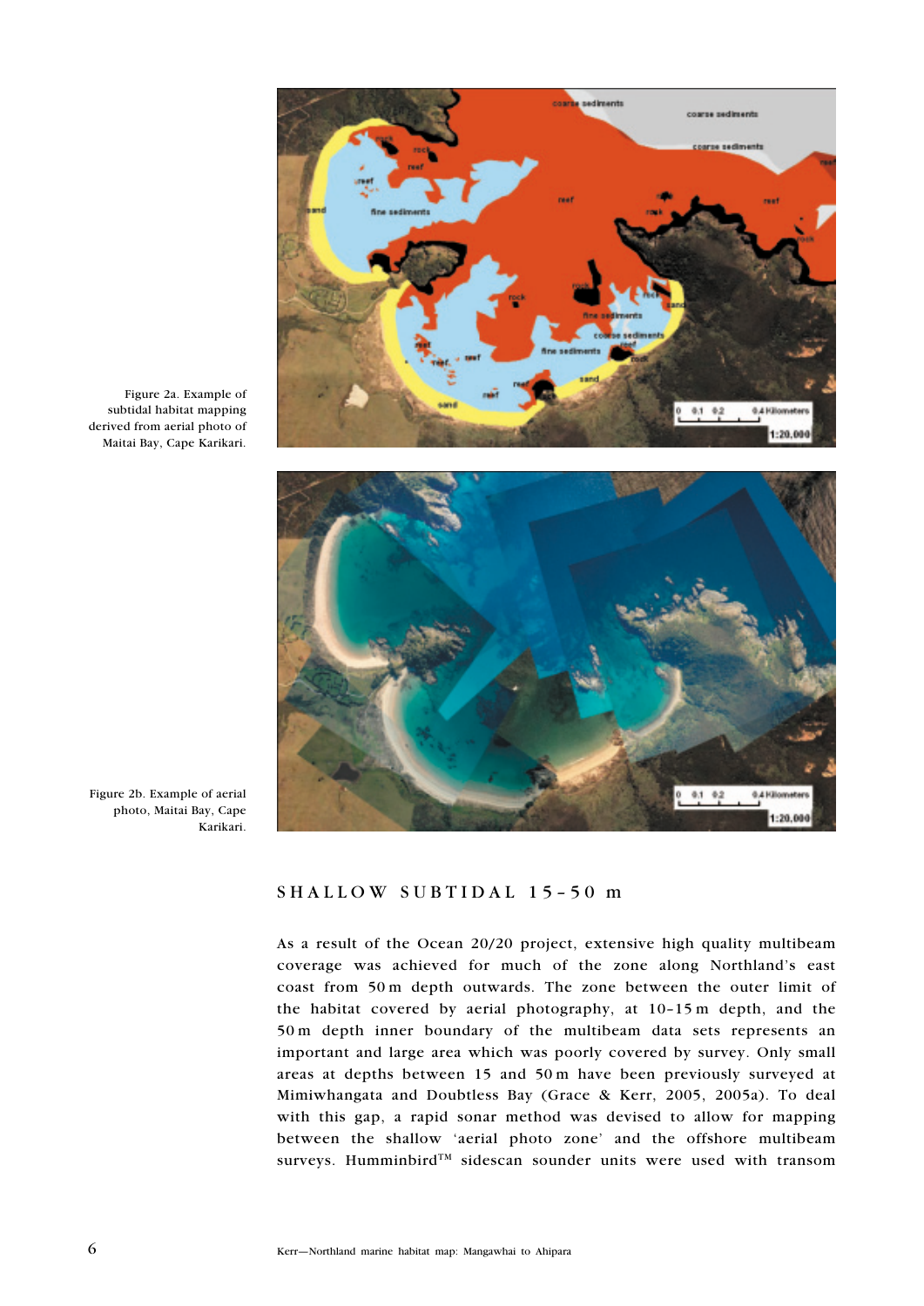Figure 2a. Example of subtidal habitat mapping derived from aerial photo of Maitai Bay, Cape Karikari.

Figure 2b. Example of aerial photo, Maitai Bay, Cape Karikari.

## SHALLOW SUBTIDAL 15–50 m

As a result of the Ocean 20/20 project, extensive high quality multibeam coverage was achieved for much of the zone along Northland's east coast from 50 m depth outwards. The zone between the outer limit of the habitat covered by aerial photography, at 10–15 m depth, and the 50 m depth inner boundary of the multibeam data sets represents an important and large area which was poorly covered by survey. Only small areas at depths between 15 and 50 m have been previously surveyed at Mimiwhangata and Doubtless Bay (Grace & Kerr, 2005, 2005a). To deal with this gap, a rapid sonar method was devised to allow for mapping between the shallow 'aerial photo zone' and the offshore multibeam surveys. Humminbird™ sidescan sounder units were used with transom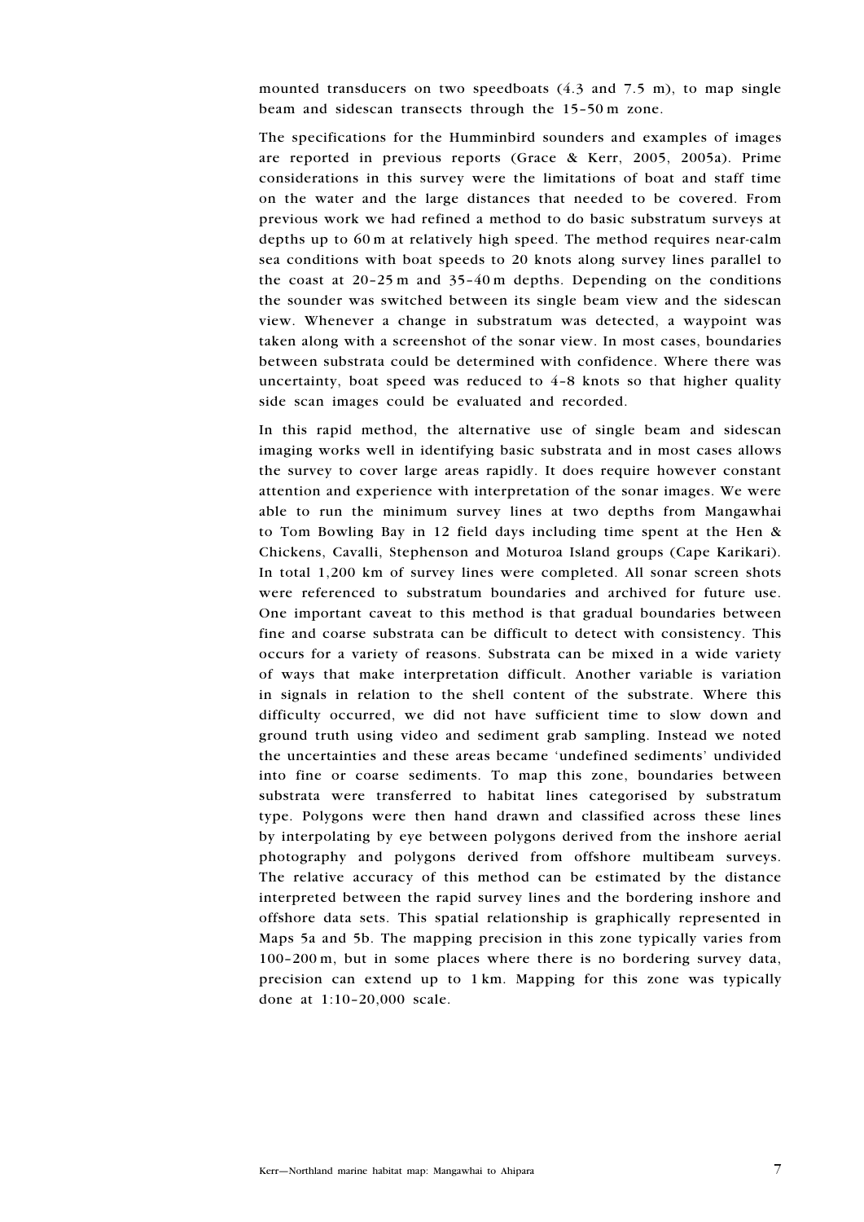mounted transducers on two speedboats (4.3 and 7.5 m), to map single beam and sidescan transects through the 15–50 m zone.

The specifications for the Humminbird sounders and examples of images are reported in previous reports (Grace & Kerr, 2005, 2005a). Prime considerations in this survey were the limitations of boat and staff time on the water and the large distances that needed to be covered. From previous work we had refined a method to do basic substratum surveys at depths up to 60 m at relatively high speed. The method requires near-calm sea conditions with boat speeds to 20 knots along survey lines parallel to the coast at 20–25 m and 35–40 m depths. Depending on the conditions the sounder was switched between its single beam view and the sidescan view. Whenever a change in substratum was detected, a waypoint was taken along with a screenshot of the sonar view. In most cases, boundaries between substrata could be determined with confidence. Where there was uncertainty, boat speed was reduced to 4–8 knots so that higher quality side scan images could be evaluated and recorded.

In this rapid method, the alternative use of single beam and sidescan imaging works well in identifying basic substrata and in most cases allows the survey to cover large areas rapidly. It does require however constant attention and experience with interpretation of the sonar images. We were able to run the minimum survey lines at two depths from Mangawhai to Tom Bowling Bay in 12 field days including time spent at the Hen & Chickens, Cavalli, Stephenson and Moturoa Island groups (Cape Karikari). In total 1,200 km of survey lines were completed. All sonar screen shots were referenced to substratum boundaries and archived for future use. One important caveat to this method is that gradual boundaries between fine and coarse substrata can be difficult to detect with consistency. This occurs for a variety of reasons. Substrata can be mixed in a wide variety of ways that make interpretation difficult. Another variable is variation in signals in relation to the shell content of the substrate. Where this difficulty occurred, we did not have sufficient time to slow down and ground truth using video and sediment grab sampling. Instead we noted the uncertainties and these areas became 'undefined sediments' undivided into fine or coarse sediments. To map this zone, boundaries between substrata were transferred to habitat lines categorised by substratum type. Polygons were then hand drawn and classified across these lines by interpolating by eye between polygons derived from the inshore aerial photography and polygons derived from offshore multibeam surveys. The relative accuracy of this method can be estimated by the distance interpreted between the rapid survey lines and the bordering inshore and offshore data sets. This spatial relationship is graphically represented in Maps 5a and 5b. The mapping precision in this zone typically varies from 100–200 m, but in some places where there is no bordering survey data, precision can extend up to 1 km. Mapping for this zone was typically done at 1:10–20,000 scale.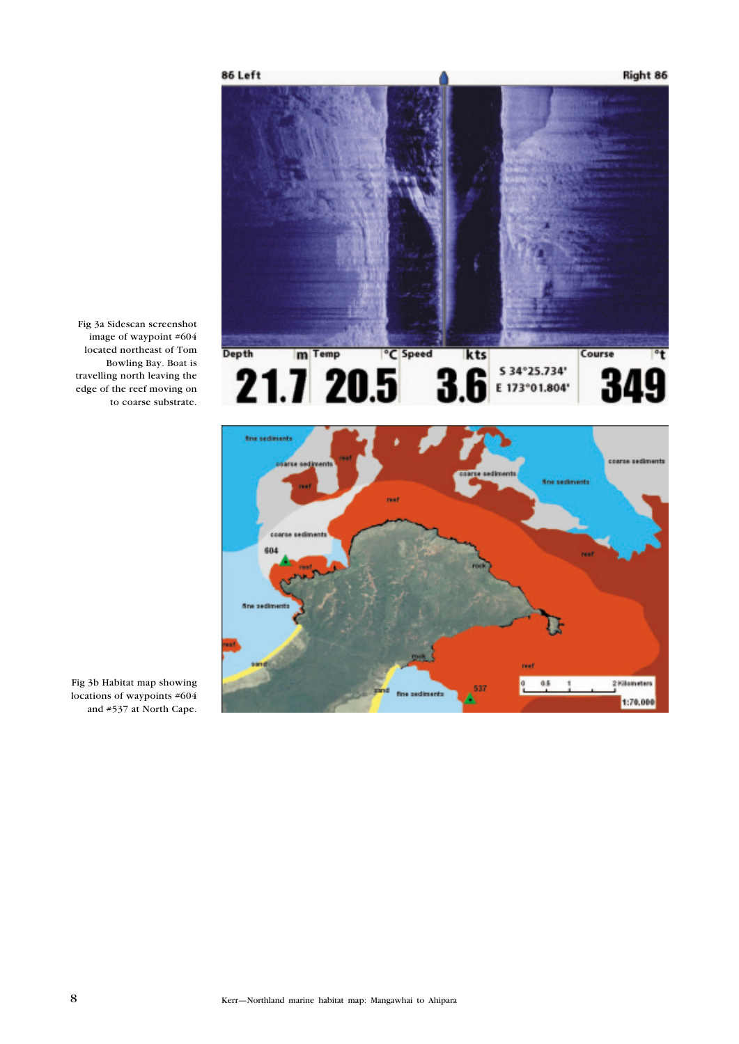Fig 3a Sidescan screenshot image of waypoint #604 located northeast of Tom Bowling Bay. Boat is travelling north leaving the edge of the reef moving on to coarse substrate.

Fig 3b Habitat map showing locations of waypoints #604 and #537 at North Cape.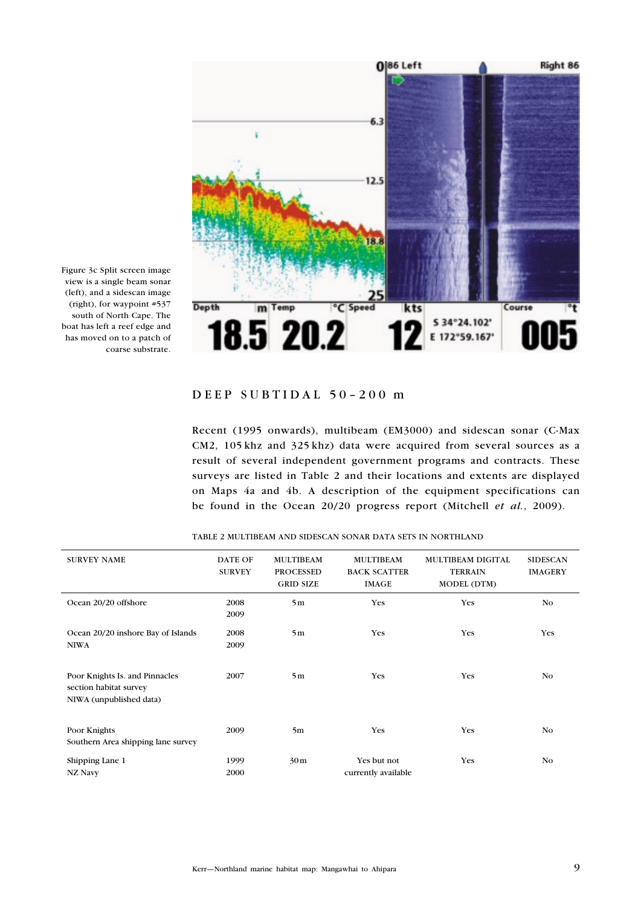Figure 3c Split screen image view is a single beam sonar (left), and a sidescan image (right), for waypoint #537 south of North Cape. The boat has left a reef edge and has moved on to a patch of coarse substrate.

## DEEP SUBTIDAL 50–200 m

Recent (1995 onwards), multibeam (EM3000) and sidescan sonar (C-Max CM2, 105 khz and 325 khz) data were acquired from several sources as a result of several independent government programs and contracts. These surveys are listed in Table 2 and their locations and extents are displayed on Maps 4a and 4b. A description of the equipment specifications can be found in the Ocean 20/20 progress report (Mitchell *et al.*, 2009).

TABLE 2 MULTIBEAM AND SIDESCAN SONAR DATA SETS IN NORTHLAND

| SURVEY NAME | DATE OF SURVEY | MULTIBEAM PROCESSED GRID SIZE | MULTIBEAM BACK SCATTER IMAGE | MULTIBEAM DIGITAL TERRAIN MODEL (DTM) | SIDESCAN IMAGERY |
|---|---|---|---|---|---|
| Ocean 20/20 offshore | 2008 2009 | 5 m | Yes | Yes | No |
| Ocean 20/20 inshore Bay of Islands NIWA | 2008 2009 | 5 m | Yes | Yes | Yes |
| Poor Knights Is. and Pinnacles section habitat survey NIWA (unpublished data) | 2007 | 5 m | Yes | Yes | No |
| Poor Knights Southern Area shipping lane survey | 2009 | 5m | Yes | Yes | No |
| Shipping Lane 1 NZ Navy | 1999 2000 | 30 m | Yes but not currently available | Yes | No |